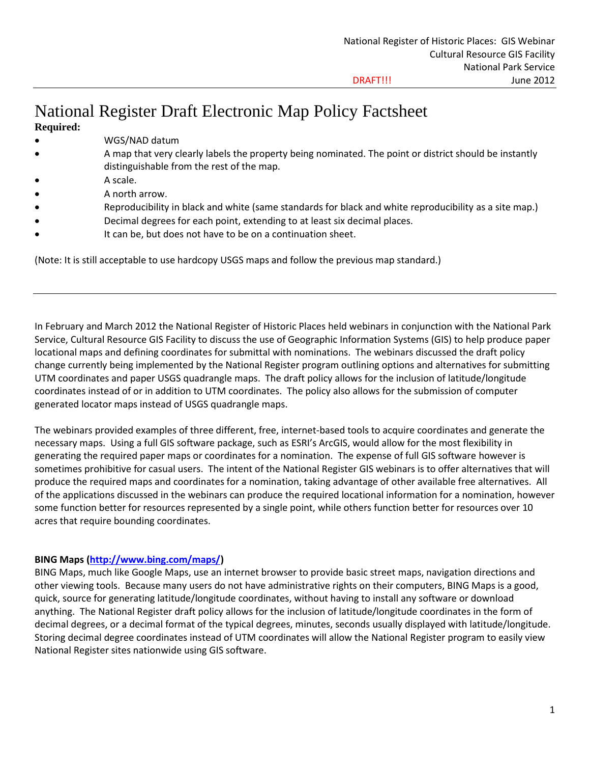# National Register Draft Electronic Map Policy Factsheet

**Required:**

- WGS/NAD datum
- A map that very clearly labels the property being nominated. The point or district should be instantly distinguishable from the rest of the map.
- A scale.
- A north arrow.
- Reproducibility in black and white (same standards for black and white reproducibility as a site map.)
- Decimal degrees for each point, extending to at least six decimal places.
- It can be, but does not have to be on a continuation sheet.

(Note: It is still acceptable to use hardcopy USGS maps and follow the previous map standard.)

---

In February and March 2012 the National Register of Historic Places held webinars in conjunction with the National Park Service, Cultural Resource GIS Facility to discuss the use of Geographic Information Systems (GIS) to help produce paper locational maps and defining coordinates for submittal with nominations. The webinars discussed the draft policy change currently being implemented by the National Register program outlining options and alternatives for submitting UTM coordinates and paper USGS quadrangle maps. The draft policy allows for the inclusion of latitude/longitude coordinates instead of or in addition to UTM coordinates. The policy also allows for the submission of computer generated locator maps instead of USGS quadrangle maps.

The webinars provided examples of three different, free, internet-based tools to acquire coordinates and generate the necessary maps. Using a full GIS software package, such as ESRI's ArcGIS, would allow for the most flexibility in generating the required paper maps or coordinates for a nomination. The expense of full GIS software however is sometimes prohibitive for casual users. The intent of the National Register GIS webinars is to offer alternatives that will produce the required maps and coordinates for a nomination, taking advantage of other available free alternatives. All of the applications discussed in the webinars can produce the required locational information for a nomination, however some function better for resources represented by a single point, while others function better for resources over 10 acres that require bounding coordinates.

**BING Maps (http://www.bing.com/maps/)**

BING Maps, much like Google Maps, use an internet browser to provide basic street maps, navigation directions and other viewing tools. Because many users do not have administrative rights on their computers, BING Maps is a good, quick, source for generating latitude/longitude coordinates, without having to install any software or download anything. The National Register draft policy allows for the inclusion of latitude/longitude coordinates in the form of decimal degrees, or a decimal format of the typical degrees, minutes, seconds usually displayed with latitude/longitude. Storing decimal degree coordinates instead of UTM coordinates will allow the National Register program to easily view National Register sites nationwide using GIS software.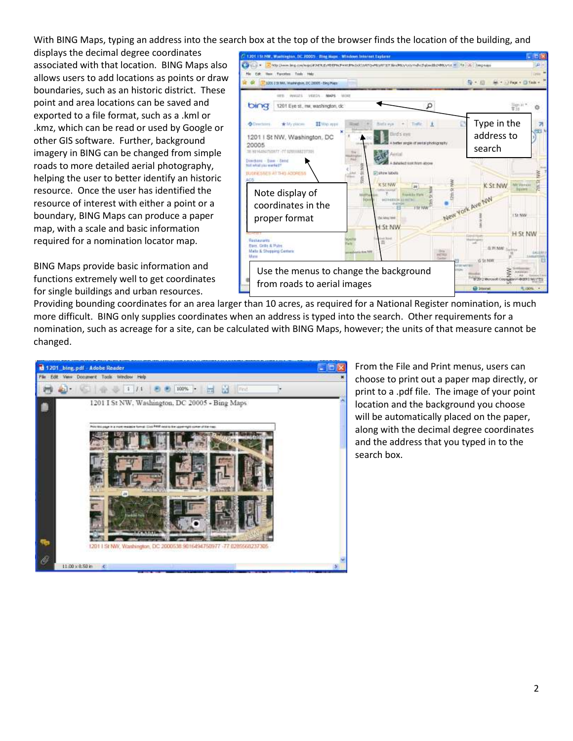With BING Maps, typing an address into the search box at the top of the browser finds the location of the building, and displays the decimal degree coordinates associated with that location. BING Maps also allows users to add locations as points or draw boundaries, such as an historic district. These point and area locations can be saved and exported to a file format, such as a .kml or .kmz, which can be read or used by Google or other GIS software. Further, background imagery in BING can be changed from simple roads to more detailed aerial photography, helping the user to better identify an historic resource. Once the user has identified the resource of interest with either a point or a boundary, BING Maps can produce a paper map, with a scale and basic information required for a nomination locator map.

Type in the address to search

Note display of coordinates in the proper format

Use the menus to change the background from roads to aerial images

BING Maps provide basic information and functions extremely well to get coordinates for single buildings and urban resources. Providing bounding coordinates for an area larger than 10 acres, as required for a National Register nomination, is much more difficult. BING only supplies coordinates when an address is typed into the search. Other requirements for a nomination, such as acreage for a site, can be calculated with BING Maps, however; the units of that measure cannot be changed.

From the File and Print menus, users can choose to print out a paper map directly, or print to a .pdf file. The image of your point location and the background you choose will be automatically placed on the paper, along with the decimal degree coordinates and the address that you typed in to the search box.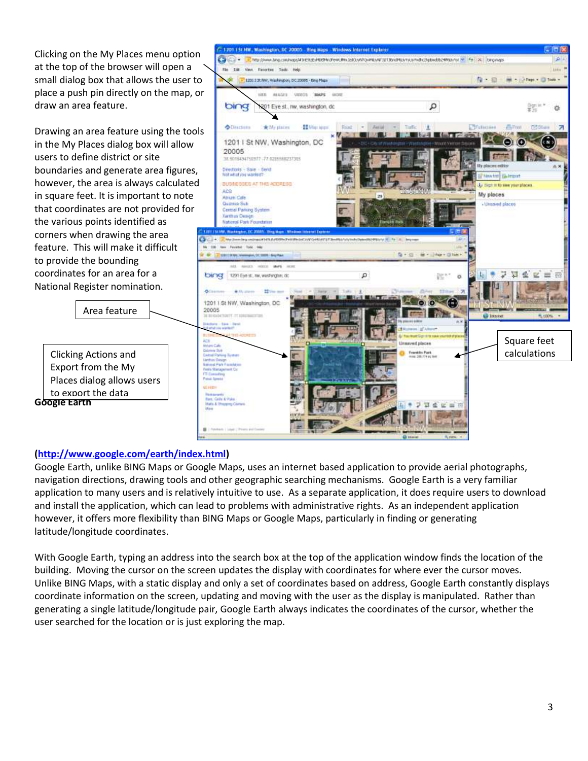Clicking on the My Places menu option at the top of the browser will open a small dialog box that allows the user to place a push pin directly on the map, or draw an area feature.

Drawing an area feature using the tools in the My Places dialog box will allow users to define district or site boundaries and generate area figures, however, the area is always calculated in square feet. It is important to note that coordinates are not provided for the various points identified as corners when drawing the area feature. This will make it difficult to provide the bounding coordinates for an area for a National Register nomination.

Area feature

Clicking Actions and Export from the My Places dialog allows users to export the data

Square feet calculations

**Google Earth**

**(http://www.google.com/earth/index.html)**

Google Earth, unlike BING Maps or Google Maps, uses an internet based application to provide aerial photographs, navigation directions, drawing tools and other geographic searching mechanisms. Google Earth is a very familiar application to many users and is relatively intuitive to use. As a separate application, it does require users to download and install the application, which can lead to problems with administrative rights. As an independent application however, it offers more flexibility than BING Maps or Google Maps, particularly in finding or generating latitude/longitude coordinates.

With Google Earth, typing an address into the search box at the top of the application window finds the location of the building. Moving the cursor on the screen updates the display with coordinates for where ever the cursor moves. Unlike BING Maps, with a static display and only a set of coordinates based on address, Google Earth constantly displays coordinate information on the screen, updating and moving with the user as the display is manipulated. Rather than generating a single latitude/longitude pair, Google Earth always indicates the coordinates of the cursor, whether the user searched for the location or is just exploring the map.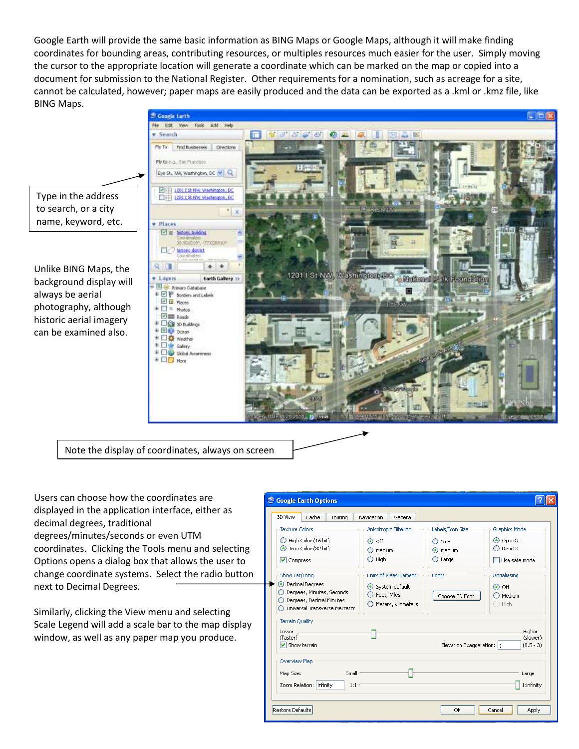Google Earth will provide the same basic information as BING Maps or Google Maps, although it will make finding coordinates for bounding areas, contributing resources, or multiples resources much easier for the user. Simply moving the cursor to the appropriate location will generate a coordinate which can be marked on the map or copied into a document for submission to the National Register. Other requirements for a nomination, such as acreage for a site, cannot be calculated, however; paper maps are easily produced and the data can be exported as a .kml or .kmz file, like BING Maps.

Type in the address to search, or a city name, keyword, etc.

Unlike BING Maps, the background display will always be aerial photography, although historic aerial imagery can be examined also.

Note the display of coordinates, always on screen

Users can choose how the coordinates are displayed in the application interface, either as decimal degrees, traditional degrees/minutes/seconds or even UTM coordinates. Clicking the Tools menu and selecting Options opens a dialog box that allows the user to change coordinate systems. Select the radio button next to Decimal Degrees.

Similarly, clicking the View menu and selecting Scale Legend will add a scale bar to the map display window, as well as any paper map you produce.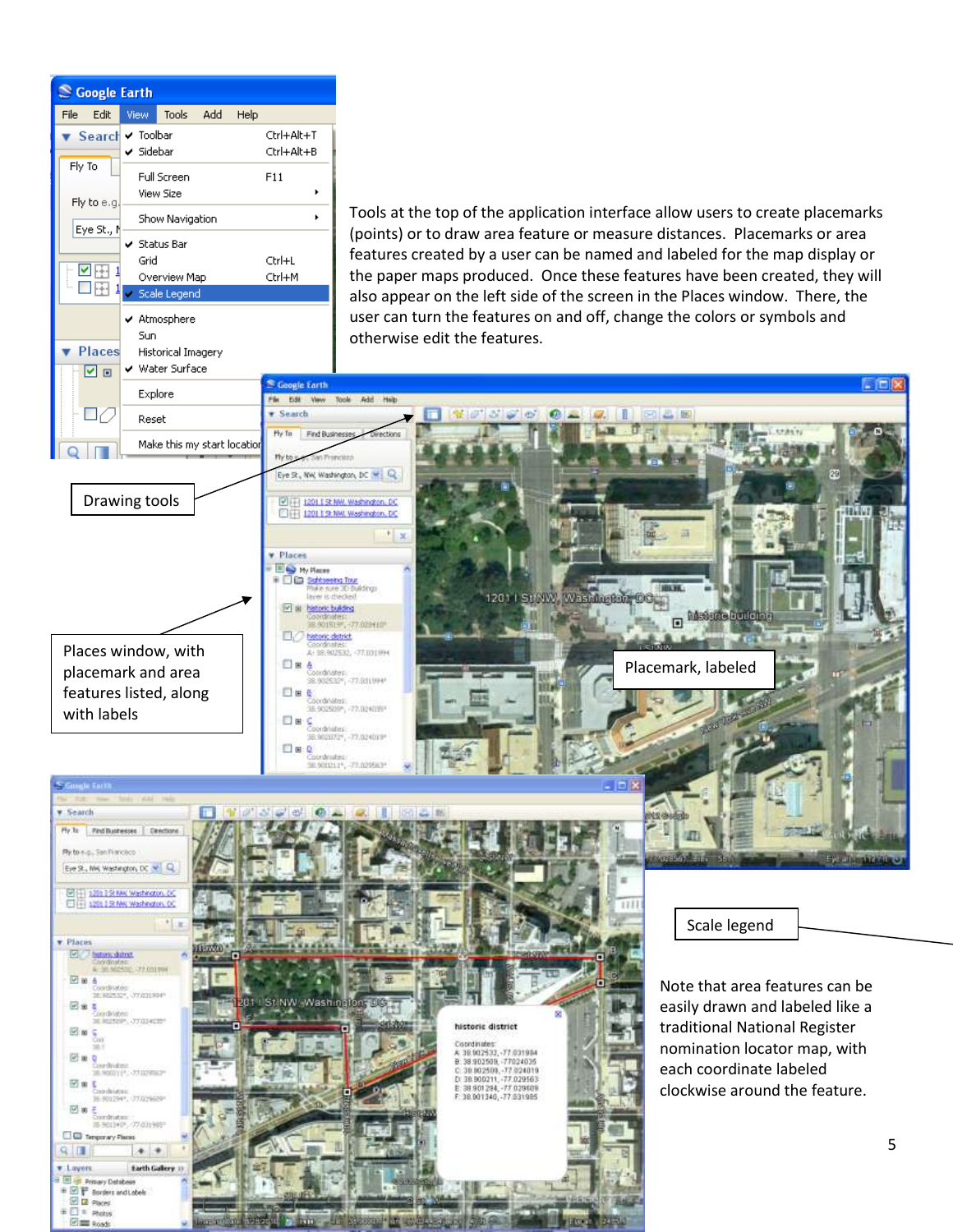Tools at the top of the application interface allow users to create placemarks (points) or to draw area feature or measure distances. Placemarks or area features created by a user can be named and labeled for the map display or the paper maps produced. Once these features have been created, they will also appear on the left side of the screen in the Places window. There, the user can turn the features on and off, change the colors or symbols and otherwise edit the features.

Drawing tools

Places window, with placemark and area features listed, along with labels

Placemark, labeled

Scale legend

Note that area features can be easily drawn and labeled like a traditional National Register nomination locator map, with each coordinate labeled clockwise around the feature.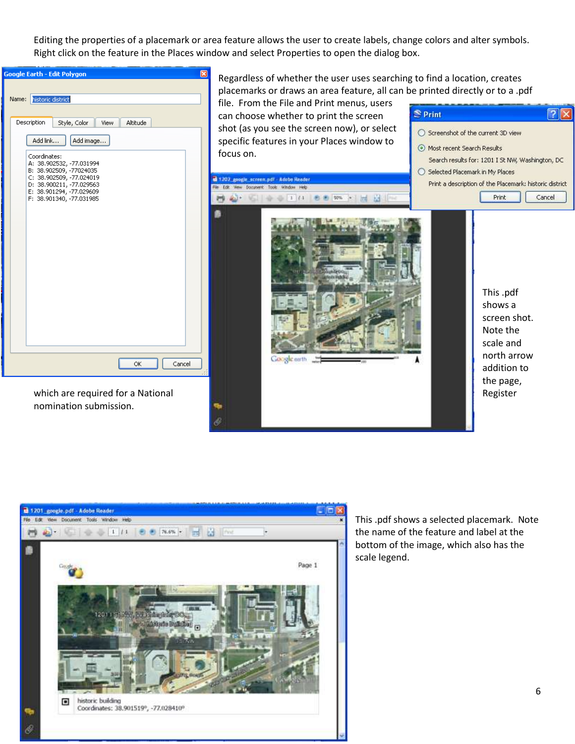Editing the properties of a placemark or area feature allows the user to create labels, change colors and alter symbols. Right click on the feature in the Places window and select Properties to open the dialog box.

Regardless of whether the user uses searching to find a location, creates placemarks or draws an area feature, all can be printed directly or to a .pdf file. From the File and Print menus, users can choose whether to print the screen shot (as you see the screen now), or select specific features in your Places window to focus on.

This .pdf shows a screen shot. Note the scale and north arrow addition to the page, which are required for a National Register nomination submission.

This .pdf shows a selected placemark. Note the name of the feature and label at the bottom of the image, which also has the scale legend.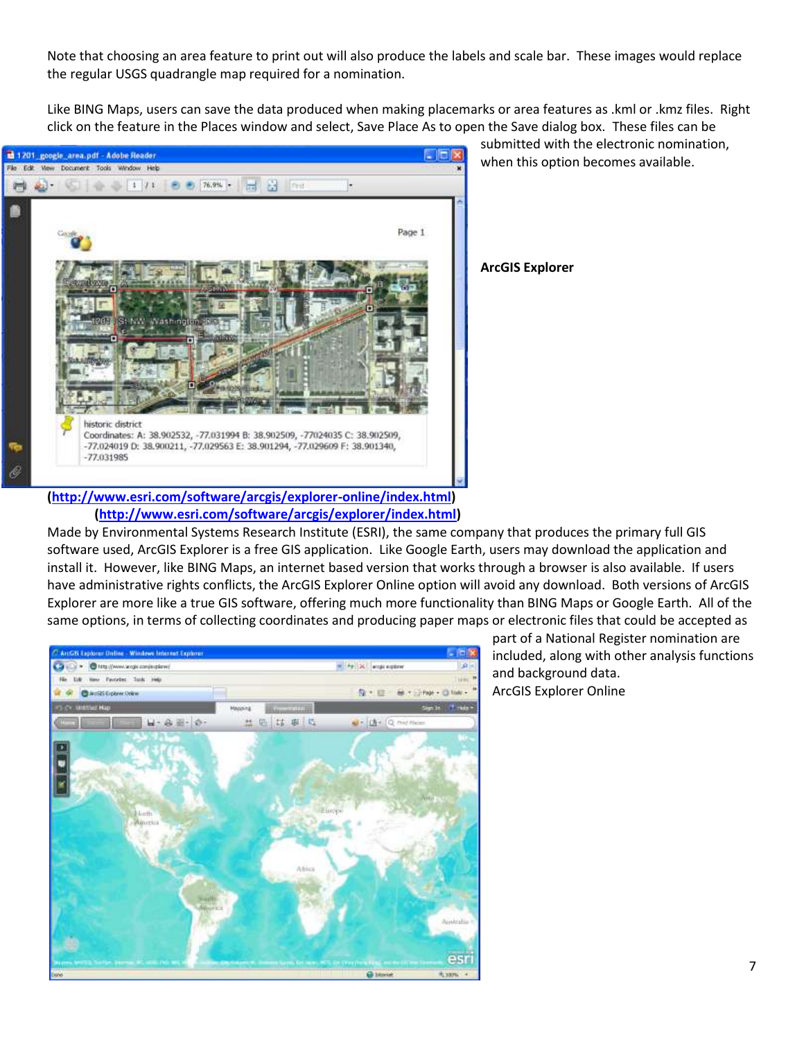Note that choosing an area feature to print out will also produce the labels and scale bar. These images would replace the regular USGS quadrangle map required for a nomination.

Like BING Maps, users can save the data produced when making placemarks or area features as .kml or .kmz files. Right click on the feature in the Places window and select, Save Place As to open the Save dialog box. These files can be submitted with the electronic nomination, when this option becomes available.

**ArcGIS Explorer**

**(http://www.esri.com/software/arcgis/explorer-online/index.html)**
**(http://www.esri.com/software/arcgis/explorer/index.html)**

Made by Environmental Systems Research Institute (ESRI), the same company that produces the primary full GIS software used, ArcGIS Explorer is a free GIS application. Like Google Earth, users may download the application and install it. However, like BING Maps, an internet based version that works through a browser is also available. If users have administrative rights conflicts, the ArcGIS Explorer Online option will avoid any download. Both versions of ArcGIS Explorer are more like a true GIS software, offering much more functionality than BING Maps or Google Earth. All of the same options, in terms of collecting coordinates and producing paper maps or electronic files that could be accepted as part of a National Register nomination are included, along with other analysis functions and background data.

ArcGIS Explorer Online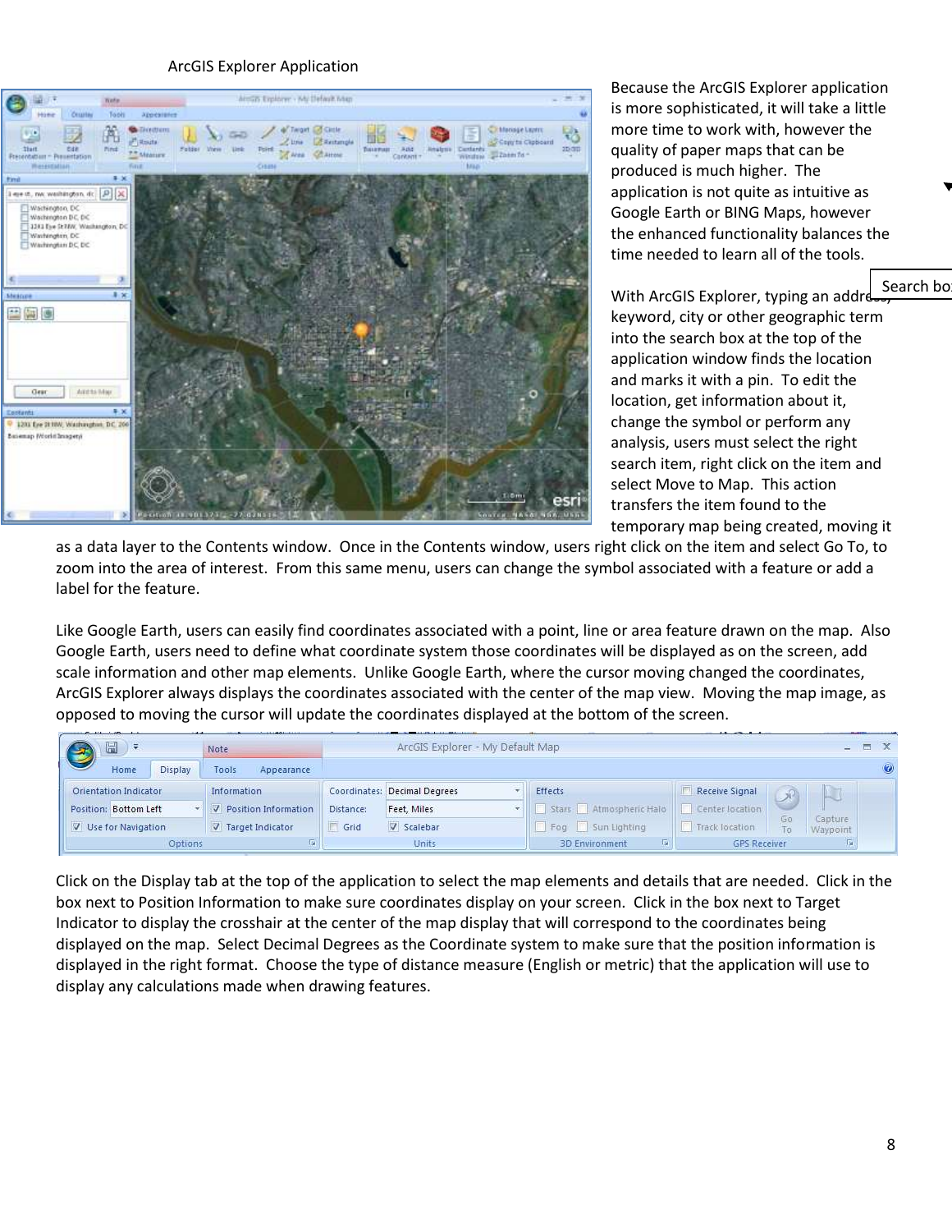ArcGIS Explorer Application

Because the ArcGIS Explorer application is more sophisticated, it will take a little more time to work with, however the quality of paper maps that can be produced is much higher. The application is not quite as intuitive as Google Earth or BING Maps, however the enhanced functionality balances the time needed to learn all of the tools.

Search box

With ArcGIS Explorer, typing an address, keyword, city or other geographic term into the search box at the top of the application window finds the location and marks it with a pin. To edit the location, get information about it, change the symbol or perform any analysis, users must select the right search item, right click on the item and select Move to Map. This action transfers the item found to the temporary map being created, moving it as a data layer to the Contents window. Once in the Contents window, users right click on the item and select Go To, to zoom into the area of interest. From this same menu, users can change the symbol associated with a feature or add a label for the feature.

Like Google Earth, users can easily find coordinates associated with a point, line or area feature drawn on the map. Also Google Earth, users need to define what coordinate system those coordinates will be displayed as on the screen, add scale information and other map elements. Unlike Google Earth, where the cursor moving changed the coordinates, ArcGIS Explorer always displays the coordinates associated with the center of the map view. Moving the map image, as opposed to moving the cursor will update the coordinates displayed at the bottom of the screen.

Click on the Display tab at the top of the application to select the map elements and details that are needed. Click in the box next to Position Information to make sure coordinates display on your screen. Click in the box next to Target Indicator to display the crosshair at the center of the map display that will correspond to the coordinates being displayed on the map. Select Decimal Degrees as the Coordinate system to make sure that the position information is displayed in the right format. Choose the type of distance measure (English or metric) that the application will use to display any calculations made when drawing features.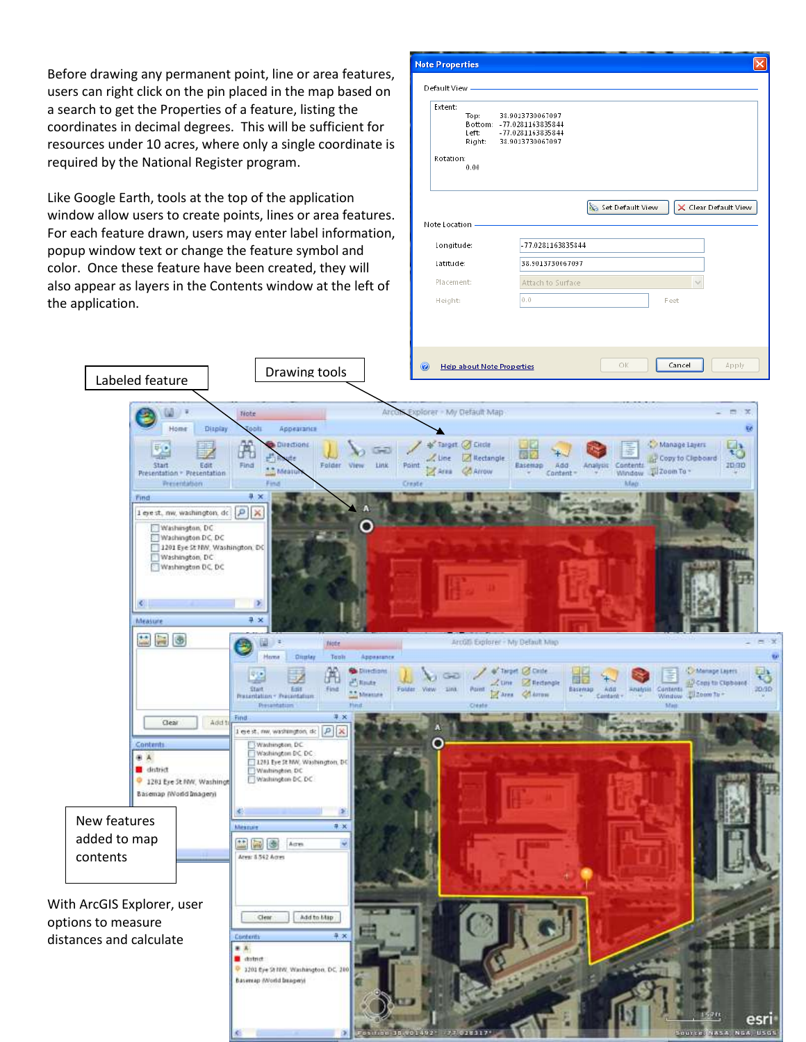Before drawing any permanent point, line or area features, users can right click on the pin placed in the map based on a search to get the Properties of a feature, listing the coordinates in decimal degrees. This will be sufficient for resources under 10 acres, where only a single coordinate is required by the National Register program.

Like Google Earth, tools at the top of the application window allow users to create points, lines or area features. For each feature drawn, users may enter label information, popup window text or change the feature symbol and color. Once these feature have been created, they will also appear as layers in the Contents window at the left of the application.

Labeled feature

Drawing tools

New features added to map contents

With ArcGIS Explorer, user options to measure distances and calculate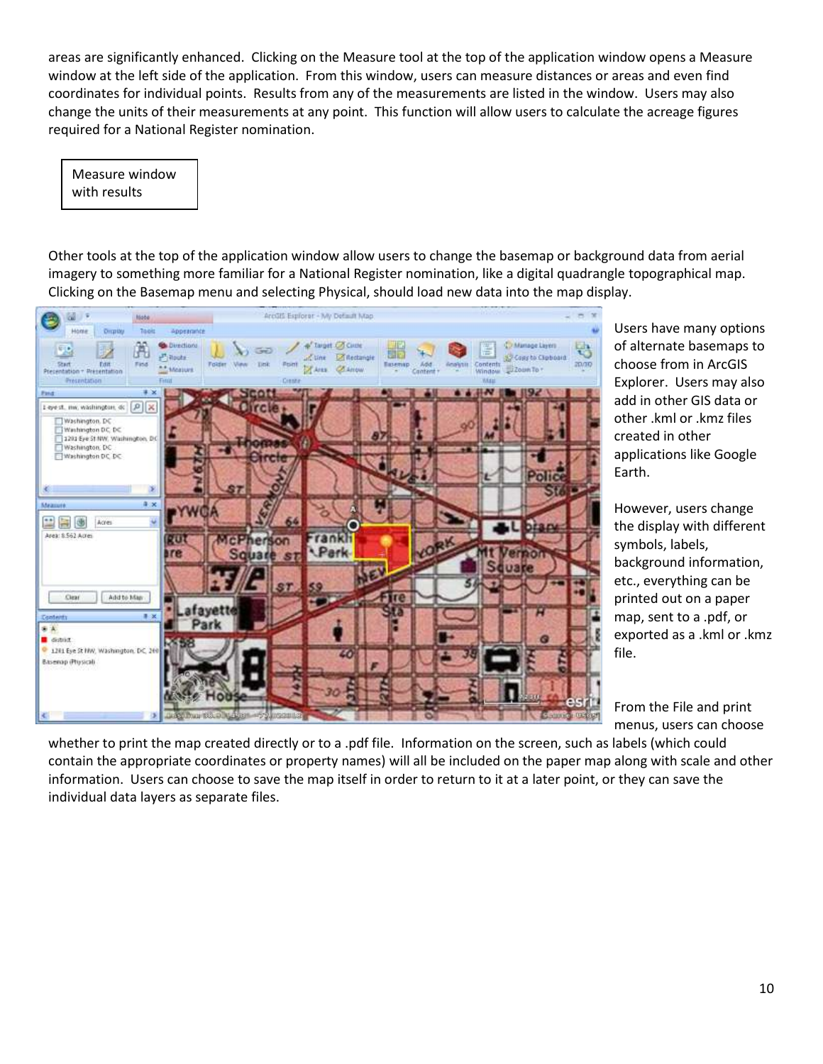areas are significantly enhanced. Clicking on the Measure tool at the top of the application window opens a Measure window at the left side of the application. From this window, users can measure distances or areas and even find coordinates for individual points. Results from any of the measurements are listed in the window. Users may also change the units of their measurements at any point. This function will allow users to calculate the acreage figures required for a National Register nomination.

Measure window with results

Other tools at the top of the application window allow users to change the basemap or background data from aerial imagery to something more familiar for a National Register nomination, like a digital quadrangle topographical map. Clicking on the Basemap menu and selecting Physical, should load new data into the map display.

Users have many options of alternate basemaps to choose from in ArcGIS Explorer. Users may also add in other GIS data or other .kml or .kmz files created in other applications like Google Earth.

However, users change the display with different symbols, labels, background information, etc., everything can be printed out on a paper map, sent to a .pdf, or exported as a .kml or .kmz file.

From the File and print menus, users can choose whether to print the map created directly or to a .pdf file. Information on the screen, such as labels (which could contain the appropriate coordinates or property names) will all be included on the paper map along with scale and other information. Users can choose to save the map itself in order to return to it at a later point, or they can save the individual data layers as separate files.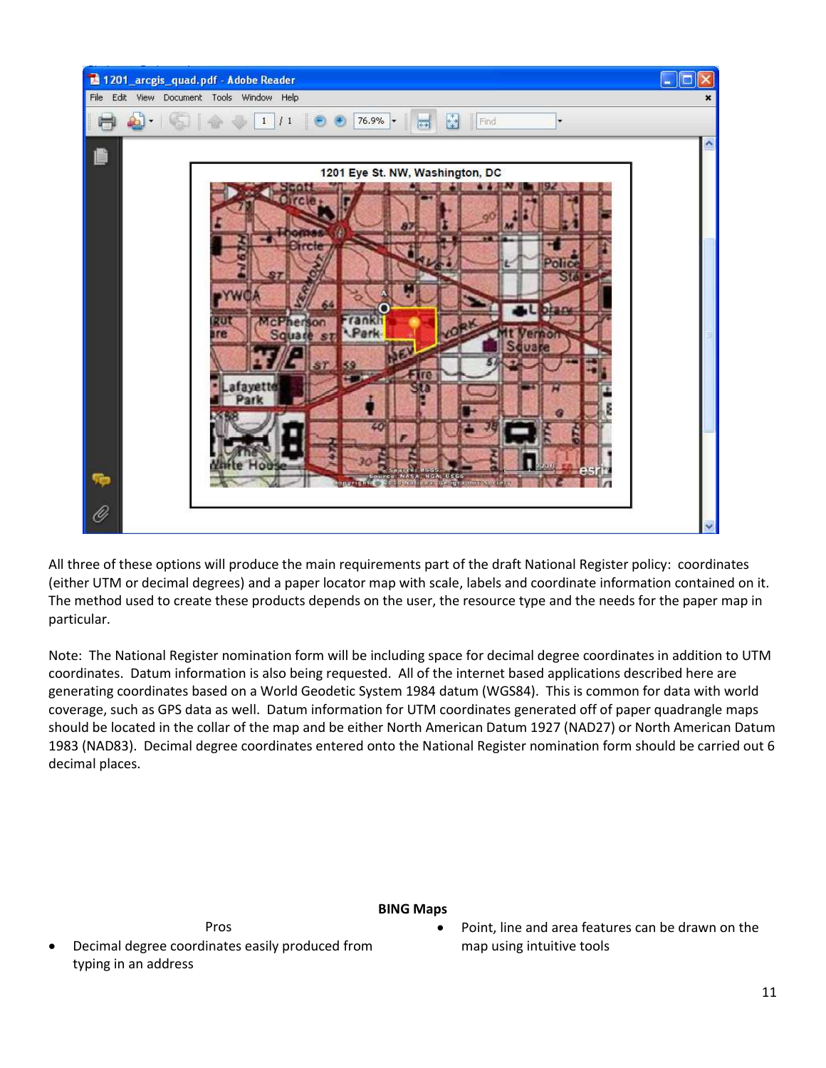All three of these options will produce the main requirements part of the draft National Register policy: coordinates (either UTM or decimal degrees) and a paper locator map with scale, labels and coordinate information contained on it. The method used to create these products depends on the user, the resource type and the needs for the paper map in particular.

Note: The National Register nomination form will be including space for decimal degree coordinates in addition to UTM coordinates. Datum information is also being requested. All of the internet based applications described here are generating coordinates based on a World Geodetic System 1984 datum (WGS84). This is common for data with world coverage, such as GPS data as well. Datum information for UTM coordinates generated off of paper quadrangle maps should be located in the collar of the map and be either North American Datum 1927 (NAD27) or North American Datum 1983 (NAD83). Decimal degree coordinates entered onto the National Register nomination form should be carried out 6 decimal places.

**BING Maps**

Pros

- Decimal degree coordinates easily produced from typing in an address
- Point, line and area features can be drawn on the map using intuitive tools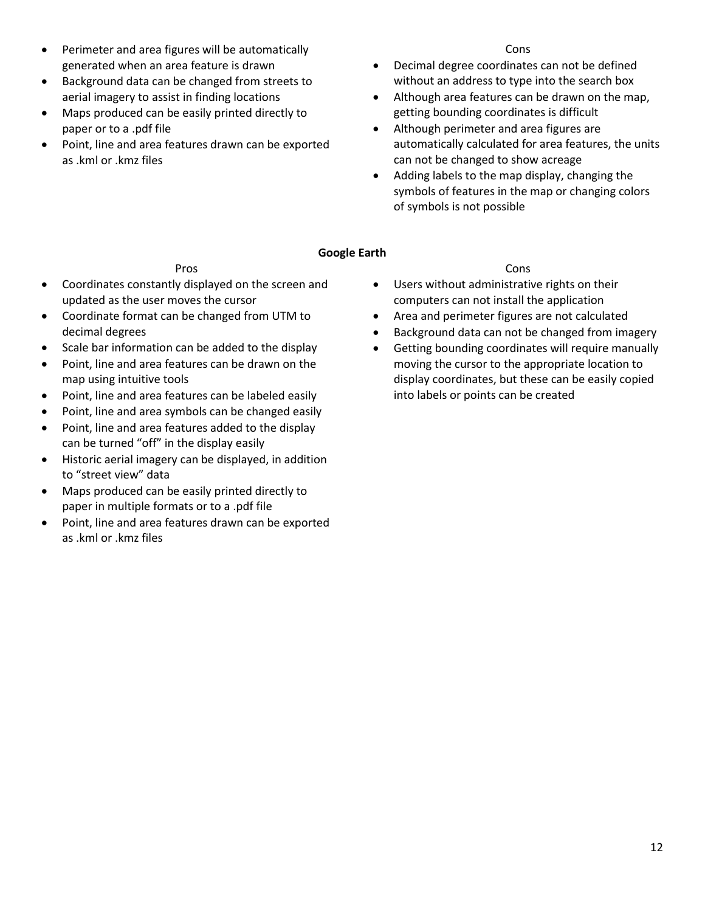- Perimeter and area figures will be automatically generated when an area feature is drawn
- Background data can be changed from streets to aerial imagery to assist in finding locations
- Maps produced can be easily printed directly to paper or to a .pdf file
- Point, line and area features drawn can be exported as .kml or .kmz files

Cons

- Decimal degree coordinates can not be defined without an address to type into the search box
- Although area features can be drawn on the map, getting bounding coordinates is difficult
- Although perimeter and area figures are automatically calculated for area features, the units can not be changed to show acreage
- Adding labels to the map display, changing the symbols of features in the map or changing colors of symbols is not possible

**Google Earth**

Pros

- Coordinates constantly displayed on the screen and updated as the user moves the cursor
- Coordinate format can be changed from UTM to decimal degrees
- Scale bar information can be added to the display
- Point, line and area features can be drawn on the map using intuitive tools
- Point, line and area features can be labeled easily
- Point, line and area symbols can be changed easily
- Point, line and area features added to the display can be turned “off” in the display easily
- Historic aerial imagery can be displayed, in addition to “street view” data
- Maps produced can be easily printed directly to paper in multiple formats or to a .pdf file
- Point, line and area features drawn can be exported as .kml or .kmz files

Cons

- Users without administrative rights on their computers can not install the application
- Area and perimeter figures are not calculated
- Background data can not be changed from imagery
- Getting bounding coordinates will require manually moving the cursor to the appropriate location to display coordinates, but these can be easily copied into labels or points can be created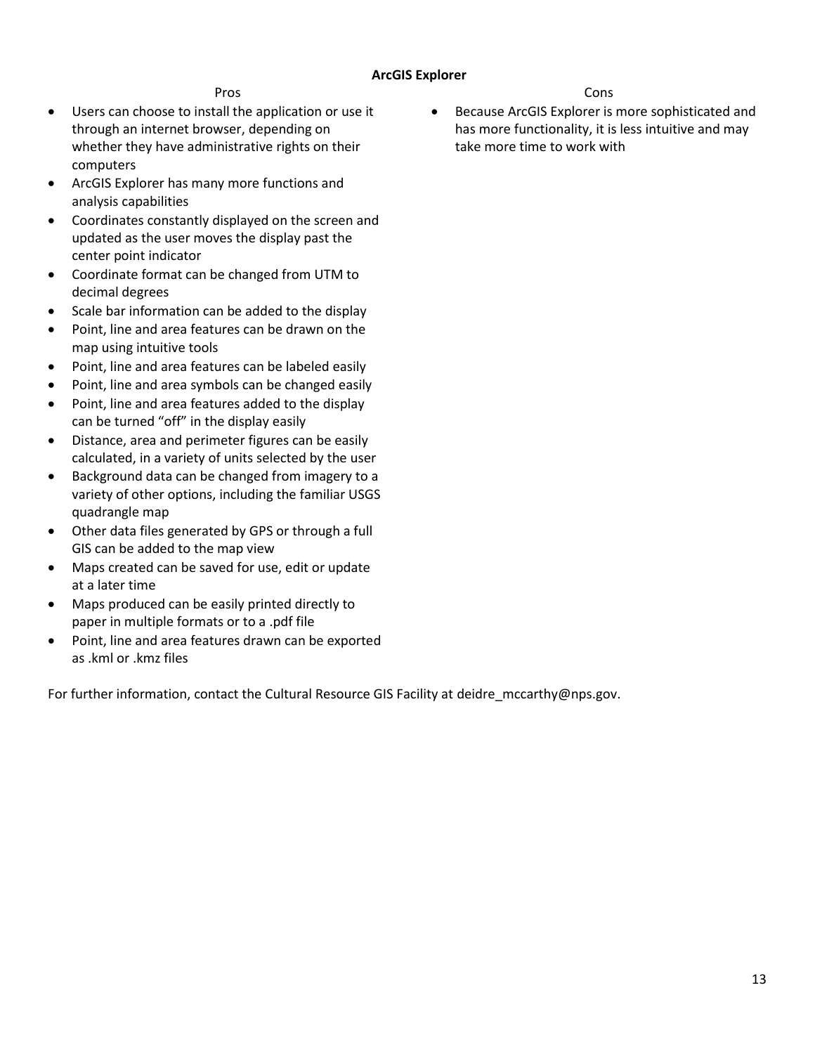**ArcGIS Explorer**

| Pros | Cons |
| --- | --- |
| • Users can choose to install the application or use it through an internet browser, depending on whether they have administrative rights on their computers<br>• ArcGIS Explorer has many more functions and analysis capabilities<br>• Coordinates constantly displayed on the screen and updated as the user moves the display past the center point indicator<br>• Coordinate format can be changed from UTM to decimal degrees<br>• Scale bar information can be added to the display<br>• Point, line and area features can be drawn on the map using intuitive tools<br>• Point, line and area features can be labeled easily<br>• Point, line and area symbols can be changed easily<br>• Point, line and area features added to the display can be turned "off" in the display easily<br>• Distance, area and perimeter figures can be easily calculated, in a variety of units selected by the user<br>• Background data can be changed from imagery to a variety of other options, including the familiar USGS quadrangle map<br>• Other data files generated by GPS or through a full GIS can be added to the map view<br>• Maps created can be saved for use, edit or update at a later time<br>• Maps produced can be easily printed directly to paper in multiple formats or to a .pdf file<br>• Point, line and area features drawn can be exported as .kml or .kmz files | • Because ArcGIS Explorer is more sophisticated and has more functionality, it is less intuitive and may take more time to work with |

For further information, contact the Cultural Resource GIS Facility at deidre_mccarthy@nps.gov.